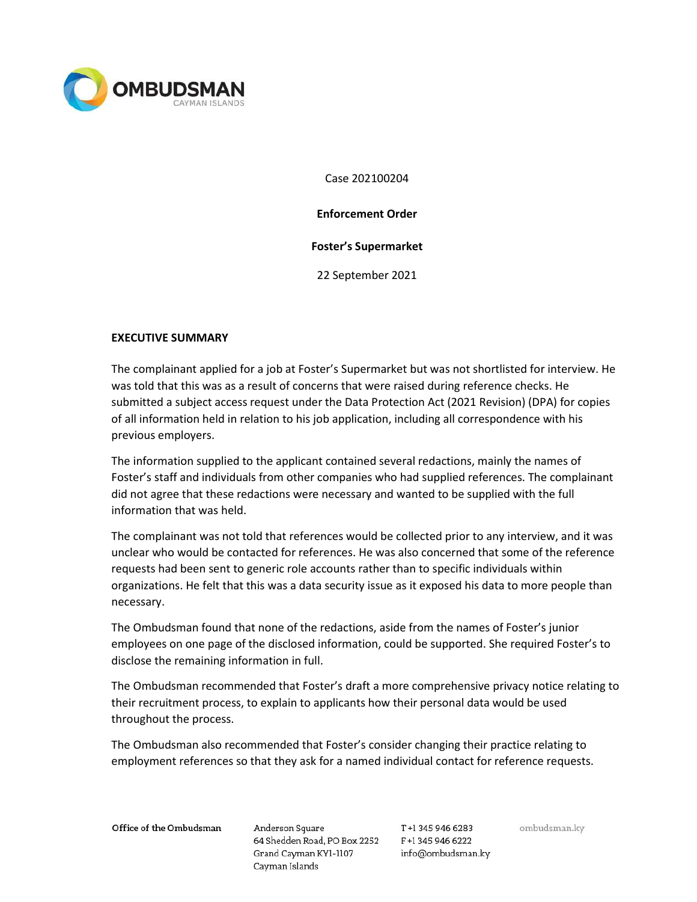Case 202100204

**Enforcement Order**

**Foster's Supermarket**

22 September 2021

## EXECUTIVE SUMMARY

The complainant applied for a job at Foster's Supermarket but was not shortlisted for interview. He was told that this was as a result of concerns that were raised during reference checks. He submitted a subject access request under the Data Protection Act (2021 Revision) (DPA) for copies of all information held in relation to his job application, including all correspondence with his previous employers.

The information supplied to the applicant contained several redactions, mainly the names of Foster's staff and individuals from other companies who had supplied references. The complainant did not agree that these redactions were necessary and wanted to be supplied with the full information that was held.

The complainant was not told that references would be collected prior to any interview, and it was unclear who would be contacted for references. He was also concerned that some of the reference requests had been sent to generic role accounts rather than to specific individuals within organizations. He felt that this was a data security issue as it exposed his data to more people than necessary.

The Ombudsman found that none of the redactions, aside from the names of Foster's junior employees on one page of the disclosed information, could be supported. She required Foster's to disclose the remaining information in full.

The Ombudsman recommended that Foster's draft a more comprehensive privacy notice relating to their recruitment process, to explain to applicants how their personal data would be used throughout the process.

The Ombudsman also recommended that Foster's consider changing their practice relating to employment references so that they ask for a named individual contact for reference requests.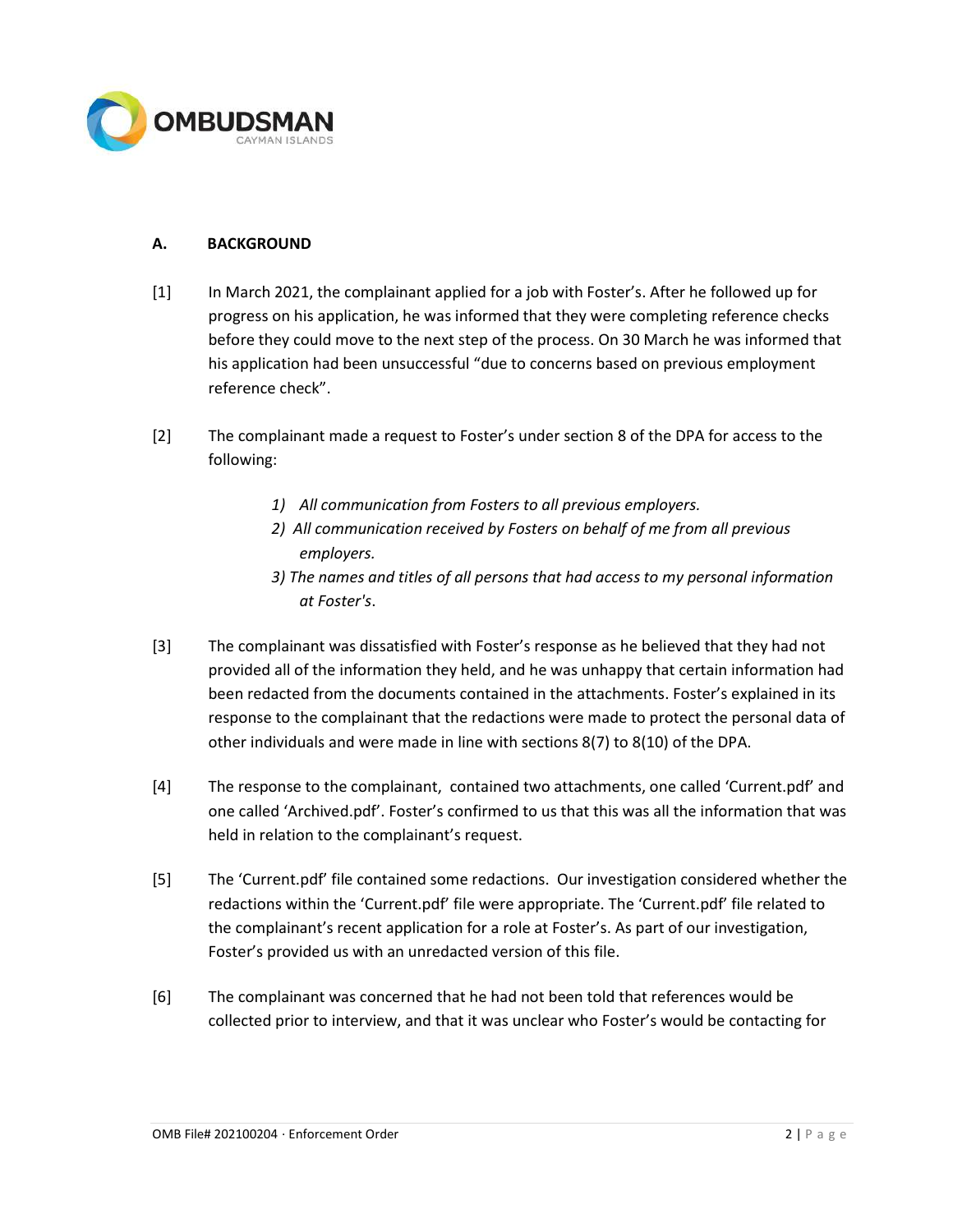## A. BACKGROUND

[1] In March 2021, the complainant applied for a job with Foster's. After he followed up for progress on his application, he was informed that they were completing reference checks before they could move to the next step of the process. On 30 March he was informed that his application had been unsuccessful "due to concerns based on previous employment reference check".

[2] The complainant made a request to Foster's under section 8 of the DPA for access to the following:

> 1) *All communication from Fosters to all previous employers.*
> 2) *All communication received by Fosters on behalf of me from all previous employers.*
> 3) *The names and titles of all persons that had access to my personal information at Foster's.*

[3] The complainant was dissatisfied with Foster's response as he believed that they had not provided all of the information they held, and he was unhappy that certain information had been redacted from the documents contained in the attachments. Foster's explained in its response to the complainant that the redactions were made to protect the personal data of other individuals and were made in line with sections 8(7) to 8(10) of the DPA.

[4] The response to the complainant, contained two attachments, one called 'Current.pdf' and one called 'Archived.pdf'. Foster's confirmed to us that this was all the information that was held in relation to the complainant's request.

[5] The 'Current.pdf' file contained some redactions. Our investigation considered whether the redactions within the 'Current.pdf' file were appropriate. The 'Current.pdf' file related to the complainant's recent application for a role at Foster's. As part of our investigation, Foster's provided us with an unredacted version of this file.

[6] The complainant was concerned that he had not been told that references would be collected prior to interview, and that it was unclear who Foster's would be contacting for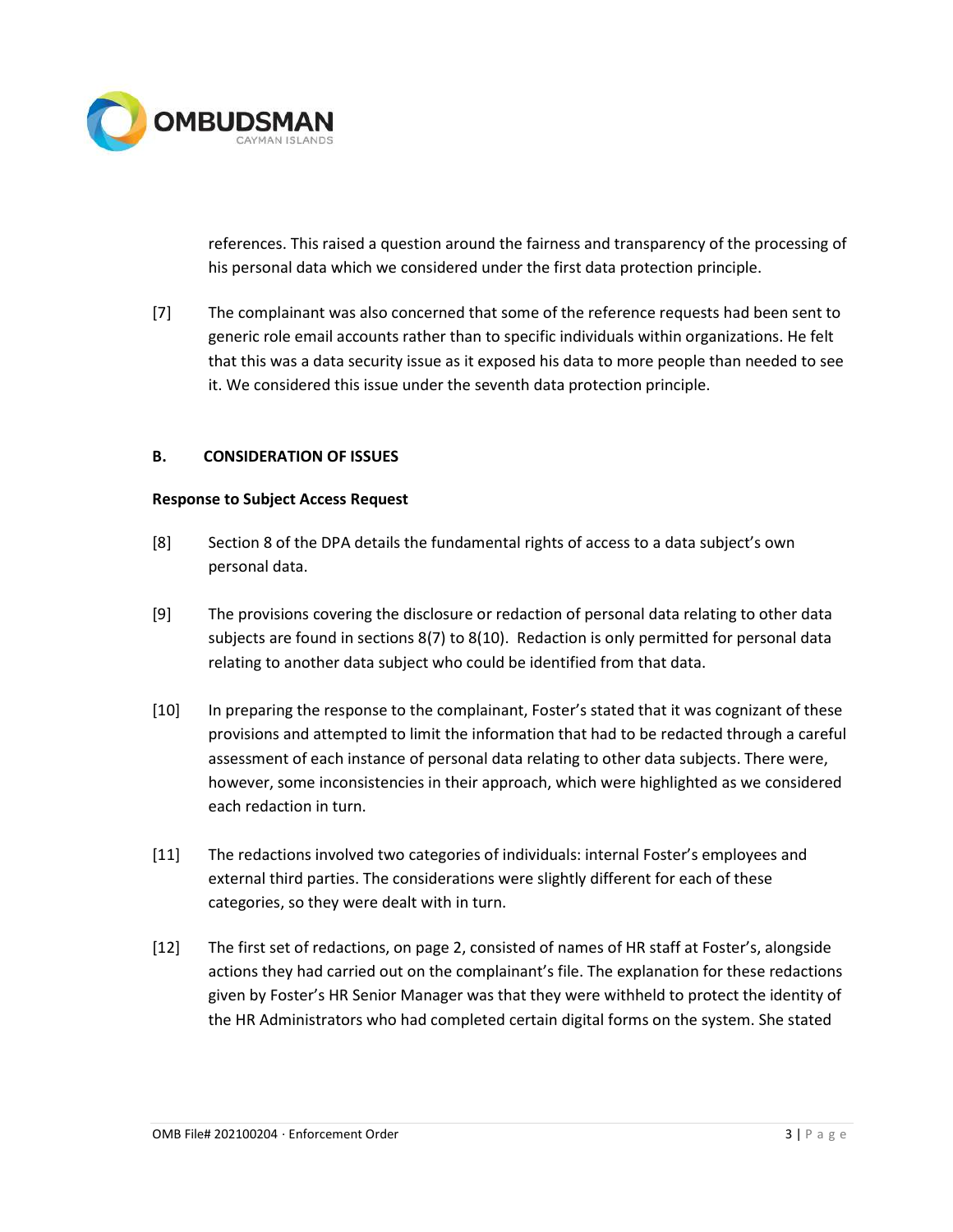references. This raised a question around the fairness and transparency of the processing of his personal data which we considered under the first data protection principle.

[7] The complainant was also concerned that some of the reference requests had been sent to generic role email accounts rather than to specific individuals within organizations. He felt that this was a data security issue as it exposed his data to more people than needed to see it. We considered this issue under the seventh data protection principle.

## B. CONSIDERATION OF ISSUES

### Response to Subject Access Request

[8] Section 8 of the DPA details the fundamental rights of access to a data subject's own personal data.

[9] The provisions covering the disclosure or redaction of personal data relating to other data subjects are found in sections 8(7) to 8(10). Redaction is only permitted for personal data relating to another data subject who could be identified from that data.

[10] In preparing the response to the complainant, Foster's stated that it was cognizant of these provisions and attempted to limit the information that had to be redacted through a careful assessment of each instance of personal data relating to other data subjects. There were, however, some inconsistencies in their approach, which were highlighted as we considered each redaction in turn.

[11] The redactions involved two categories of individuals: internal Foster's employees and external third parties. The considerations were slightly different for each of these categories, so they were dealt with in turn.

[12] The first set of redactions, on page 2, consisted of names of HR staff at Foster's, alongside actions they had carried out on the complainant's file. The explanation for these redactions given by Foster's HR Senior Manager was that they were withheld to protect the identity of the HR Administrators who had completed certain digital forms on the system. She stated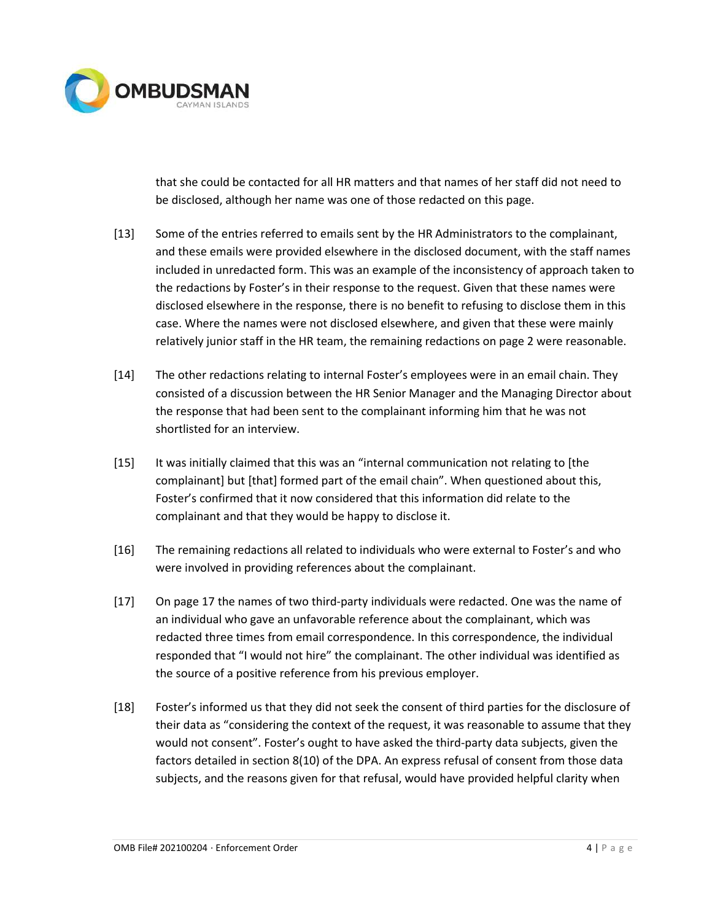that she could be contacted for all HR matters and that names of her staff did not need to be disclosed, although her name was one of those redacted on this page.

[13] Some of the entries referred to emails sent by the HR Administrators to the complainant, and these emails were provided elsewhere in the disclosed document, with the staff names included in unredacted form. This was an example of the inconsistency of approach taken to the redactions by Foster's in their response to the request. Given that these names were disclosed elsewhere in the response, there is no benefit to refusing to disclose them in this case. Where the names were not disclosed elsewhere, and given that these were mainly relatively junior staff in the HR team, the remaining redactions on page 2 were reasonable.

[14] The other redactions relating to internal Foster's employees were in an email chain. They consisted of a discussion between the HR Senior Manager and the Managing Director about the response that had been sent to the complainant informing him that he was not shortlisted for an interview.

[15] It was initially claimed that this was an "internal communication not relating to [the complainant] but [that] formed part of the email chain". When questioned about this, Foster's confirmed that it now considered that this information did relate to the complainant and that they would be happy to disclose it.

[16] The remaining redactions all related to individuals who were external to Foster's and who were involved in providing references about the complainant.

[17] On page 17 the names of two third-party individuals were redacted. One was the name of an individual who gave an unfavorable reference about the complainant, which was redacted three times from email correspondence. In this correspondence, the individual responded that "I would not hire" the complainant. The other individual was identified as the source of a positive reference from his previous employer.

[18] Foster's informed us that they did not seek the consent of third parties for the disclosure of their data as "considering the context of the request, it was reasonable to assume that they would not consent". Foster's ought to have asked the third-party data subjects, given the factors detailed in section 8(10) of the DPA. An express refusal of consent from those data subjects, and the reasons given for that refusal, would have provided helpful clarity when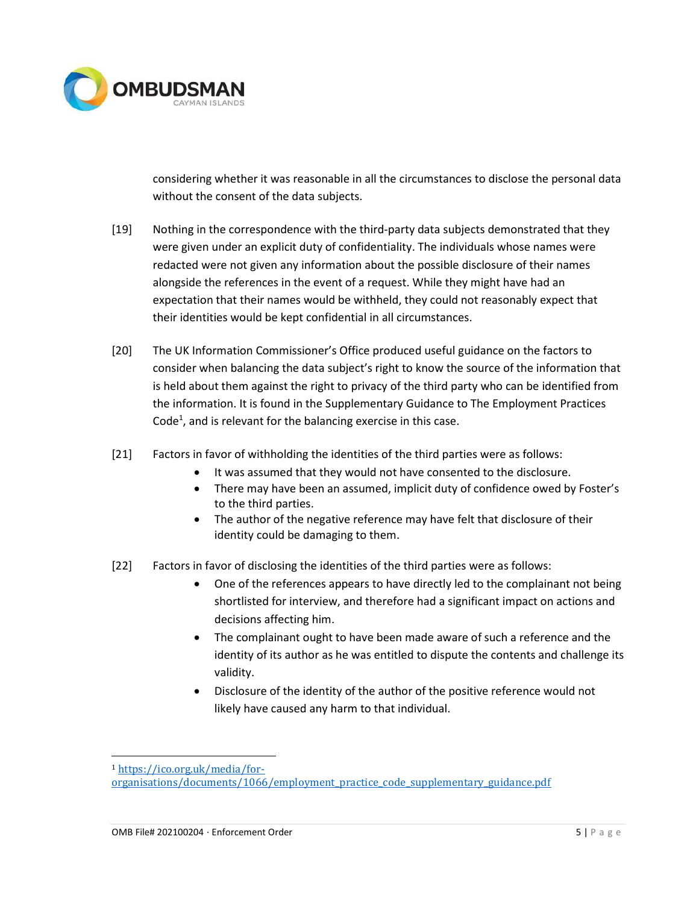considering whether it was reasonable in all the circumstances to disclose the personal data without the consent of the data subjects.

[19] Nothing in the correspondence with the third-party data subjects demonstrated that they were given under an explicit duty of confidentiality. The individuals whose names were redacted were not given any information about the possible disclosure of their names alongside the references in the event of a request. While they might have had an expectation that their names would be withheld, they could not reasonably expect that their identities would be kept confidential in all circumstances.

[20] The UK Information Commissioner's Office produced useful guidance on the factors to consider when balancing the data subject's right to know the source of the information that is held about them against the right to privacy of the third party who can be identified from the information. It is found in the Supplementary Guidance to The Employment Practices Code[1], and is relevant for the balancing exercise in this case.

[21] Factors in favor of withholding the identities of the third parties were as follows:

- It was assumed that they would not have consented to the disclosure.
- There may have been an assumed, implicit duty of confidence owed by Foster's to the third parties.
- The author of the negative reference may have felt that disclosure of their identity could be damaging to them.

[22] Factors in favor of disclosing the identities of the third parties were as follows:

- One of the references appears to have directly led to the complainant not being shortlisted for interview, and therefore had a significant impact on actions and decisions affecting him.
- The complainant ought to have been made aware of such a reference and the identity of its author as he was entitled to dispute the contents and challenge its validity.
- Disclosure of the identity of the author of the positive reference would not likely have caused any harm to that individual.

[1] https://ico.org.uk/media/for-organisations/documents/1066/employment_practice_code_supplementary_guidance.pdf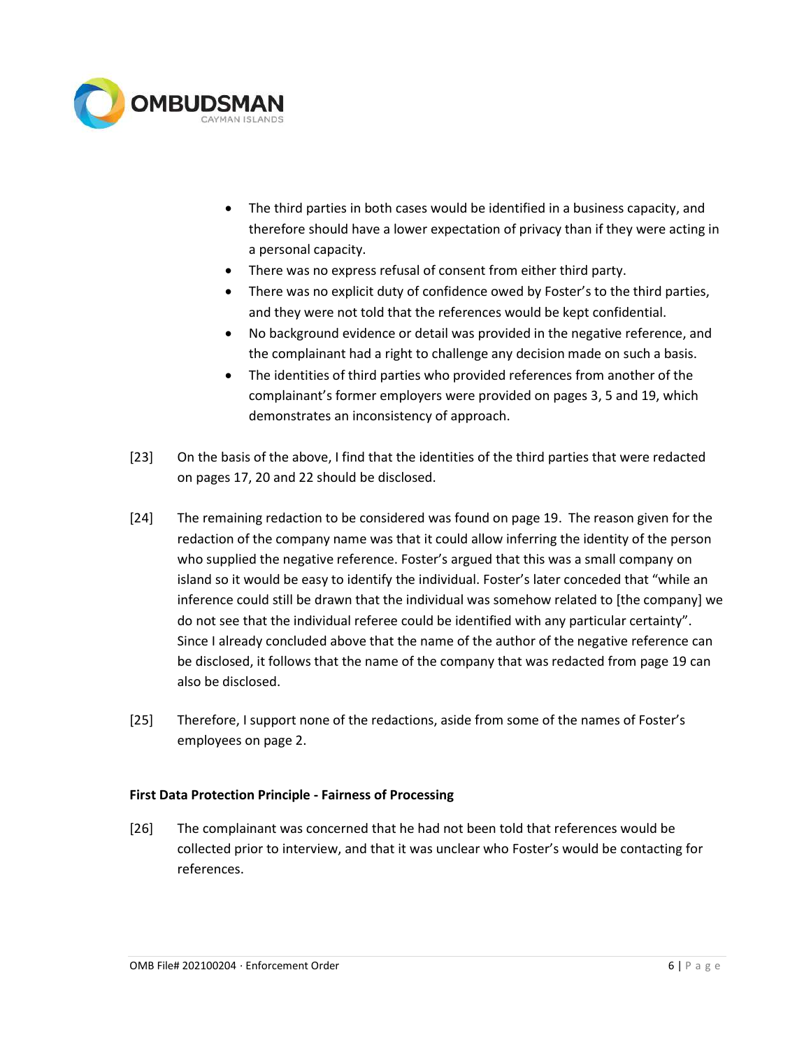- The third parties in both cases would be identified in a business capacity, and therefore should have a lower expectation of privacy than if they were acting in a personal capacity.
- There was no express refusal of consent from either third party.
- There was no explicit duty of confidence owed by Foster's to the third parties, and they were not told that the references would be kept confidential.
- No background evidence or detail was provided in the negative reference, and the complainant had a right to challenge any decision made on such a basis.
- The identities of third parties who provided references from another of the complainant's former employers were provided on pages 3, 5 and 19, which demonstrates an inconsistency of approach.

[23] On the basis of the above, I find that the identities of the third parties that were redacted on pages 17, 20 and 22 should be disclosed.

[24] The remaining redaction to be considered was found on page 19. The reason given for the redaction of the company name was that it could allow inferring the identity of the person who supplied the negative reference. Foster's argued that this was a small company on island so it would be easy to identify the individual. Foster's later conceded that "while an inference could still be drawn that the individual was somehow related to [the company] we do not see that the individual referee could be identified with any particular certainty". Since I already concluded above that the name of the author of the negative reference can be disclosed, it follows that the name of the company that was redacted from page 19 can also be disclosed.

[25] Therefore, I support none of the redactions, aside from some of the names of Foster's employees on page 2.

**First Data Protection Principle - Fairness of Processing**

[26] The complainant was concerned that he had not been told that references would be collected prior to interview, and that it was unclear who Foster's would be contacting for references.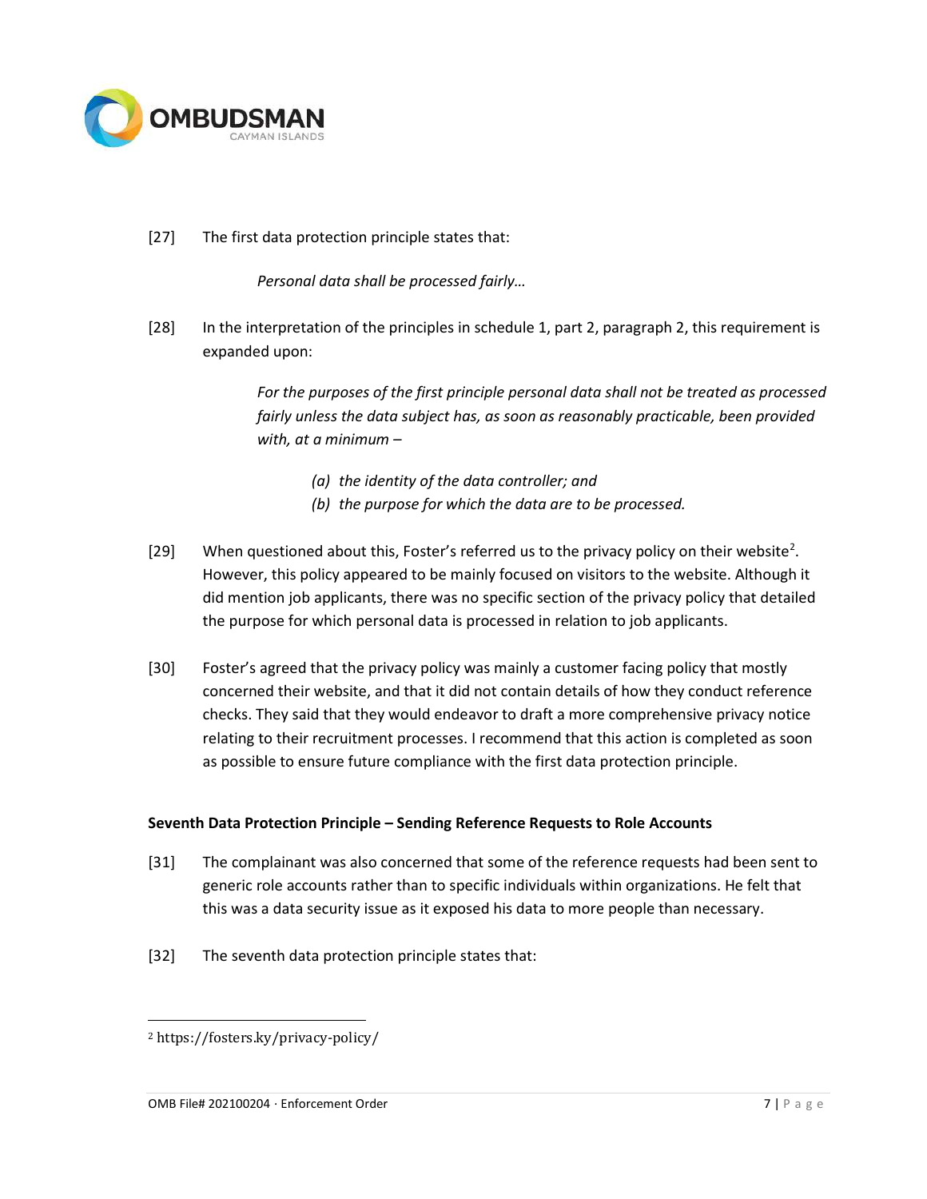[27] The first data protection principle states that:

> *Personal data shall be processed fairly…*

[28] In the interpretation of the principles in schedule 1, part 2, paragraph 2, this requirement is expanded upon:

> *For the purposes of the first principle personal data shall not be treated as processed fairly unless the data subject has, as soon as reasonably practicable, been provided with, at a minimum –*
>
> *(a) the identity of the data controller; and*
> *(b) the purpose for which the data are to be processed.*

[29] When questioned about this, Foster's referred us to the privacy policy on their website[2]. However, this policy appeared to be mainly focused on visitors to the website. Although it did mention job applicants, there was no specific section of the privacy policy that detailed the purpose for which personal data is processed in relation to job applicants.

[30] Foster's agreed that the privacy policy was mainly a customer facing policy that mostly concerned their website, and that it did not contain details of how they conduct reference checks. They said that they would endeavor to draft a more comprehensive privacy notice relating to their recruitment processes. I recommend that this action is completed as soon as possible to ensure future compliance with the first data protection principle.

**Seventh Data Protection Principle – Sending Reference Requests to Role Accounts**

[31] The complainant was also concerned that some of the reference requests had been sent to generic role accounts rather than to specific individuals within organizations. He felt that this was a data security issue as it exposed his data to more people than necessary.

[32] The seventh data protection principle states that:

---

[2] https://fosters.ky/privacy-policy/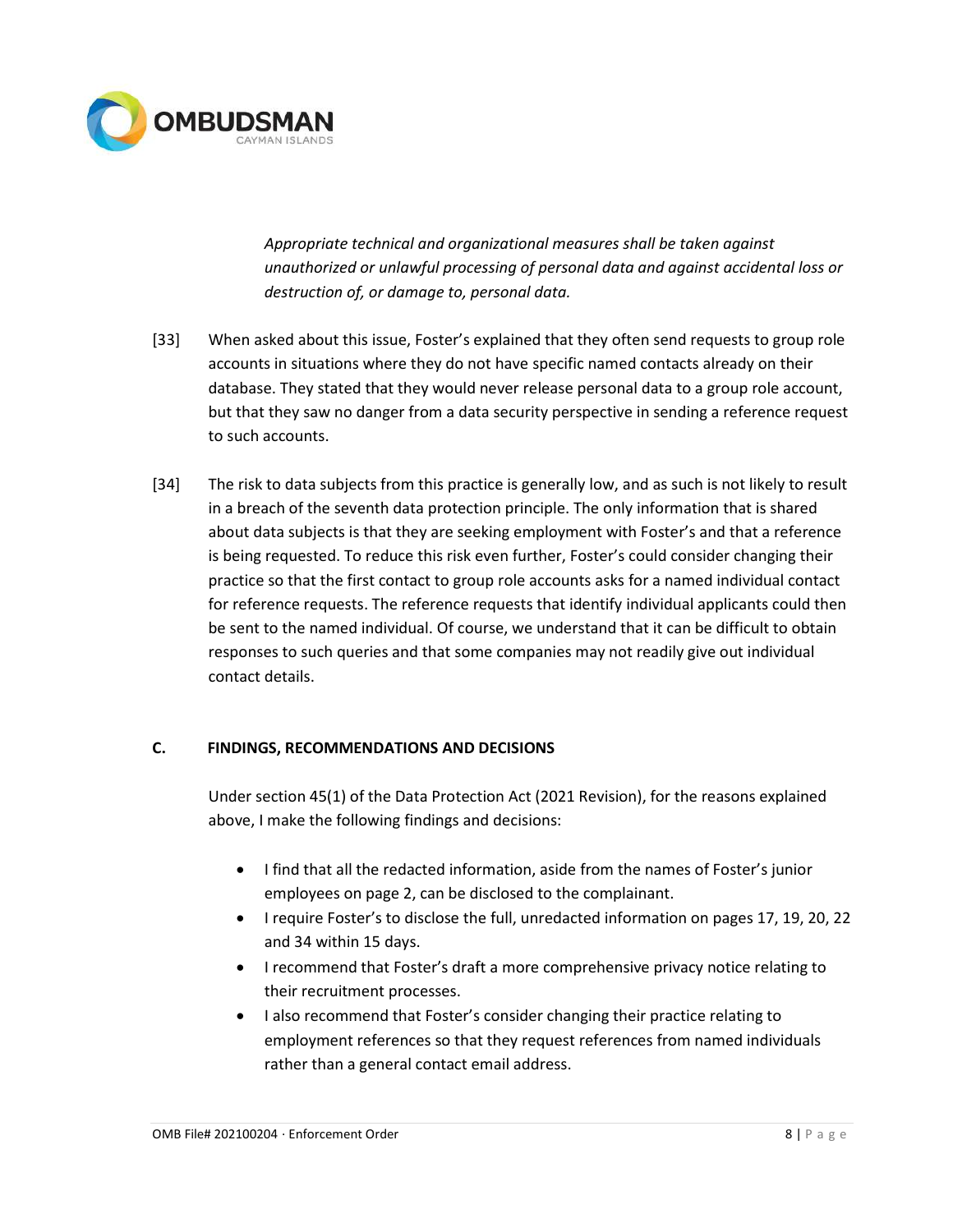> *Appropriate technical and organizational measures shall be taken against unauthorized or unlawful processing of personal data and against accidental loss or destruction of, or damage to, personal data.*

[33] When asked about this issue, Foster's explained that they often send requests to group role accounts in situations where they do not have specific named contacts already on their database. They stated that they would never release personal data to a group role account, but that they saw no danger from a data security perspective in sending a reference request to such accounts.

[34] The risk to data subjects from this practice is generally low, and as such is not likely to result in a breach of the seventh data protection principle. The only information that is shared about data subjects is that they are seeking employment with Foster's and that a reference is being requested. To reduce this risk even further, Foster's could consider changing their practice so that the first contact to group role accounts asks for a named individual contact for reference requests. The reference requests that identify individual applicants could then be sent to the named individual. Of course, we understand that it can be difficult to obtain responses to such queries and that some companies may not readily give out individual contact details.

## C. FINDINGS, RECOMMENDATIONS AND DECISIONS

Under section 45(1) of the Data Protection Act (2021 Revision), for the reasons explained above, I make the following findings and decisions:

- I find that all the redacted information, aside from the names of Foster's junior employees on page 2, can be disclosed to the complainant.
- I require Foster's to disclose the full, unredacted information on pages 17, 19, 20, 22 and 34 within 15 days.
- I recommend that Foster's draft a more comprehensive privacy notice relating to their recruitment processes.
- I also recommend that Foster's consider changing their practice relating to employment references so that they request references from named individuals rather than a general contact email address.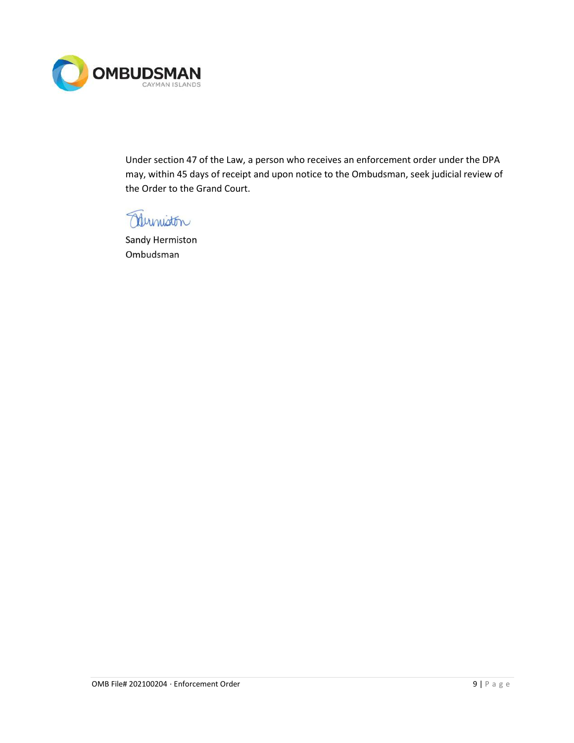Under section 47 of the Law, a person who receives an enforcement order under the DPA may, within 45 days of receipt and upon notice to the Ombudsman, seek judicial review of the Order to the Grand Court.

Sandy Hermiston
Ombudsman